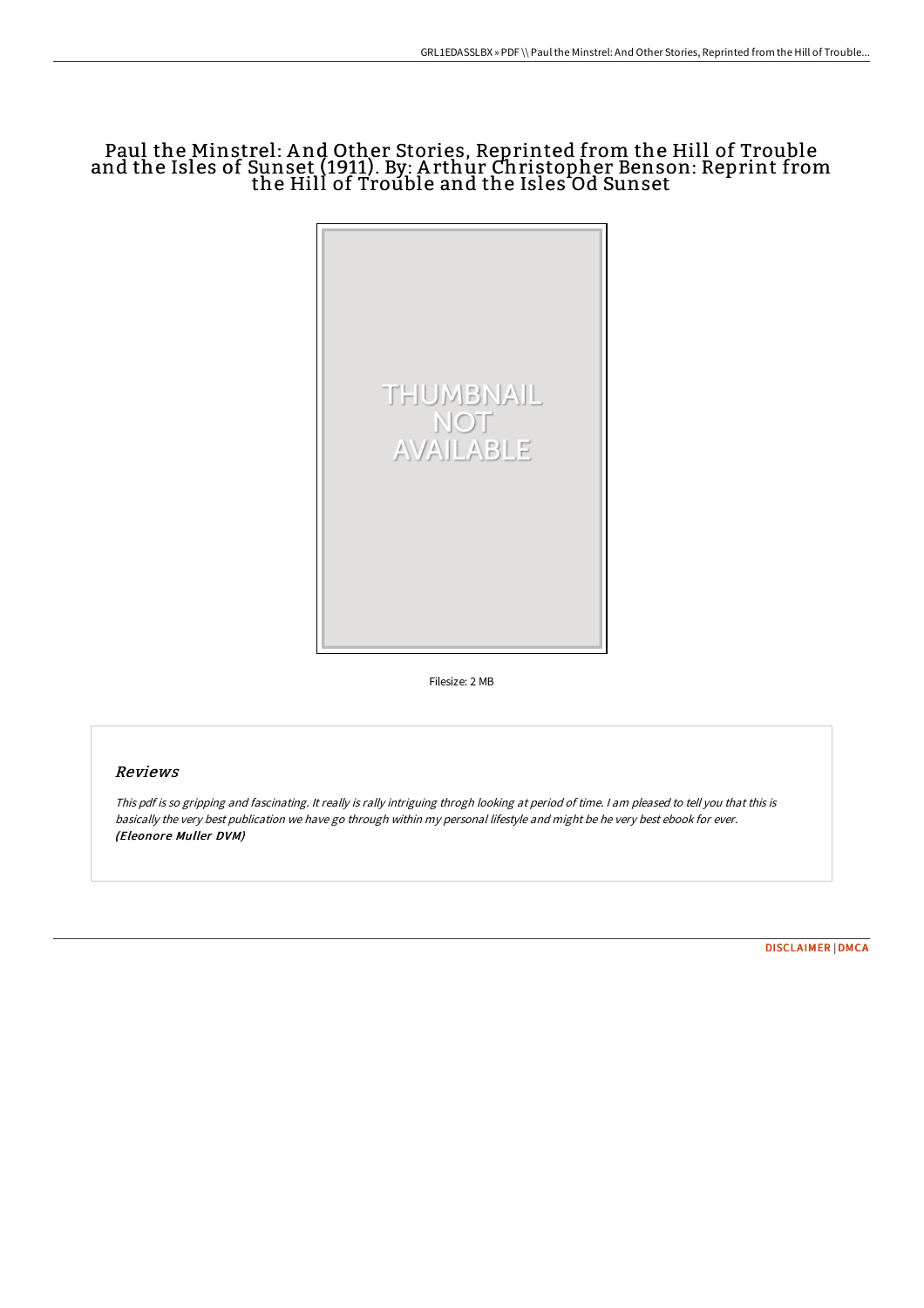# Paul the Minstrel: And Other Stories, Reprinted from the Hill of Trouble and the Isles of Sunset (1911). By: Arthur Christopher Benson: Reprint from the Hill of Trouble and the Isles Od Sunset

THUMBNAIL NOT AVAILABLE

Filesize: 2 MB

## Reviews

*This pdf is so gripping and fascinating. It really is rally intriguing throgh looking at period of time. I am pleased to tell you that this is basically the very best publication we have go through within my personal lifestyle and might be he very best ebook for ever.*
***(Eleonore Muller DVM)***

DISCLAIMER | DMCA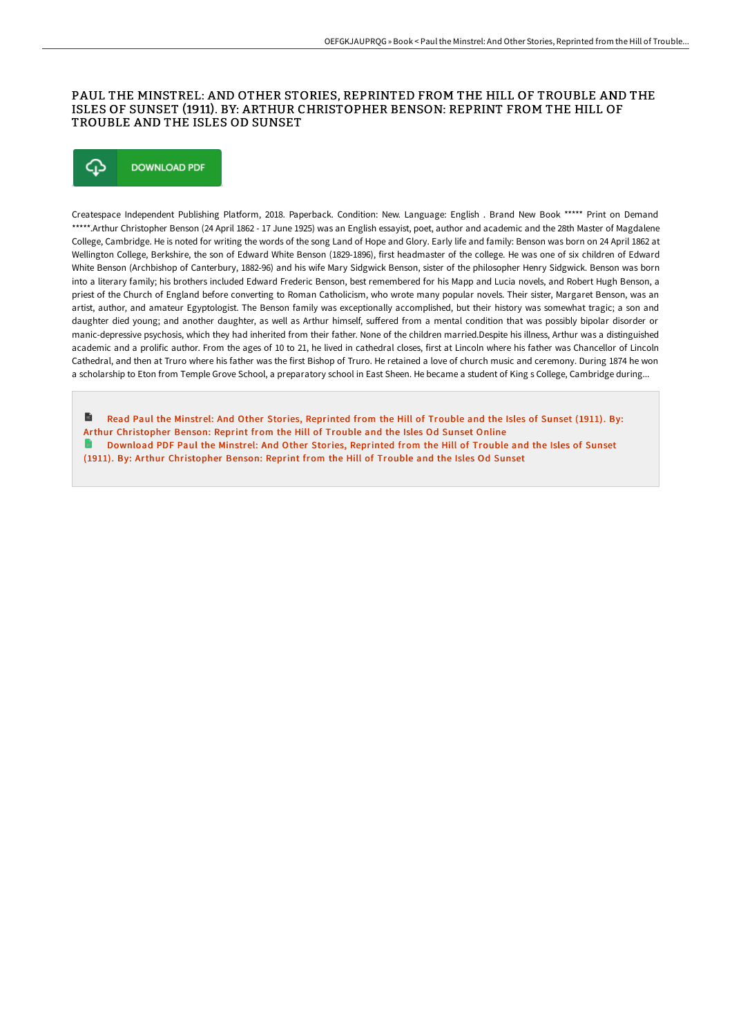# PAUL THE MINSTREL: AND OTHER STORIES, REPRINTED FROM THE HILL OF TROUBLE AND THE ISLES OF SUNSET (1911). BY: ARTHUR CHRISTOPHER BENSON: REPRINT FROM THE HILL OF TROUBLE AND THE ISLES OD SUNSET

DOWNLOAD PDF

Createspace Independent Publishing Platform, 2018. Paperback. Condition: New. Language: English . Brand New Book ***** Print on Demand *****.Arthur Christopher Benson (24 April 1862 - 17 June 1925) was an English essayist, poet, author and academic and the 28th Master of Magdalene College, Cambridge. He is noted for writing the words of the song Land of Hope and Glory. Early life and family: Benson was born on 24 April 1862 at Wellington College, Berkshire, the son of Edward White Benson (1829-1896), first headmaster of the college. He was one of six children of Edward White Benson (Archbishop of Canterbury, 1882-96) and his wife Mary Sidgwick Benson, sister of the philosopher Henry Sidgwick. Benson was born into a literary family; his brothers included Edward Frederic Benson, best remembered for his Mapp and Lucia novels, and Robert Hugh Benson, a priest of the Church of England before converting to Roman Catholicism, who wrote many popular novels. Their sister, Margaret Benson, was an artist, author, and amateur Egyptologist. The Benson family was exceptionally accomplished, but their history was somewhat tragic; a son and daughter died young; and another daughter, as well as Arthur himself, suffered from a mental condition that was possibly bipolar disorder or manic-depressive psychosis, which they had inherited from their father. None of the children married.Despite his illness, Arthur was a distinguished academic and a prolific author. From the ages of 10 to 21, he lived in cathedral closes, first at Lincoln where his father was Chancellor of Lincoln Cathedral, and then at Truro where his father was the first Bishop of Truro. He retained a love of church music and ceremony. During 1874 he won a scholarship to Eton from Temple Grove School, a preparatory school in East Sheen. He became a student of King s College, Cambridge during...

Read Paul the Minstrel: And Other Stories, Reprinted from the Hill of Trouble and the Isles of Sunset (1911). By: Arthur Christopher Benson: Reprint from the Hill of Trouble and the Isles Od Sunset Online

Download PDF Paul the Minstrel: And Other Stories, Reprinted from the Hill of Trouble and the Isles of Sunset (1911). By: Arthur Christopher Benson: Reprint from the Hill of Trouble and the Isles Od Sunset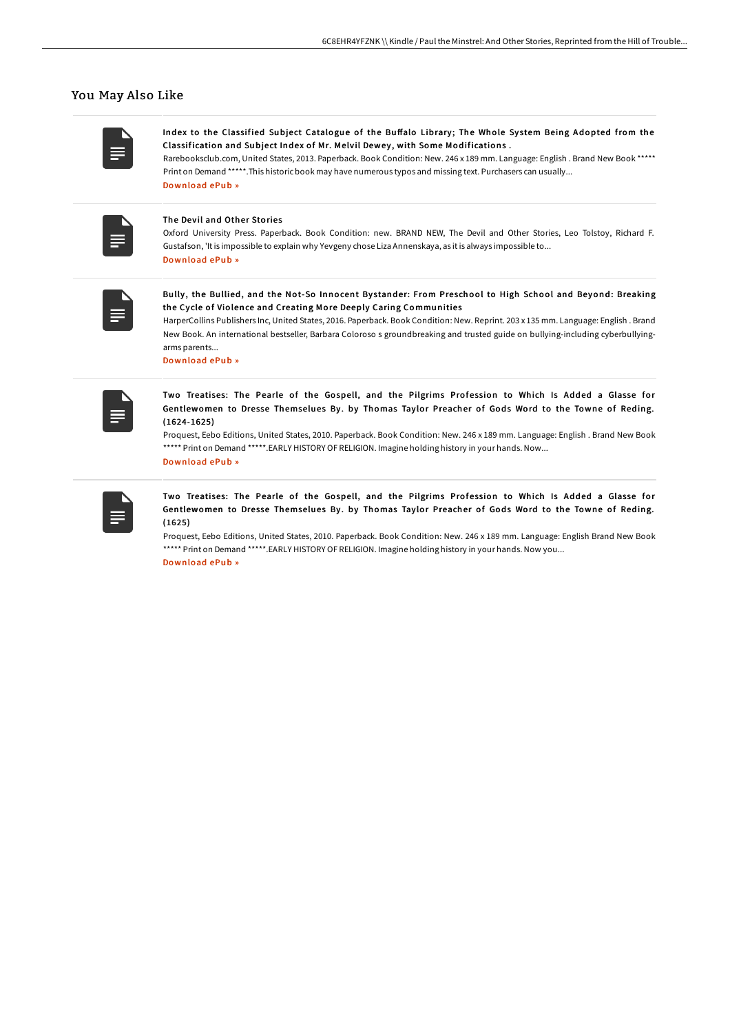## You May Also Like

**Index to the Classified Subject Catalogue of the Buffalo Library; The Whole System Being Adopted from the Classification and Subject Index of Mr. Melvil Dewey, with Some Modifications .**

Rarebooksclub.com, United States, 2013. Paperback. Book Condition: New. 246 x 189 mm. Language: English . Brand New Book ***** Print on Demand *****.This historic book may have numerous typos and missing text. Purchasers can usually...

Download ePub »

**The Devil and Other Stories**

Oxford University Press. Paperback. Book Condition: new. BRAND NEW, The Devil and Other Stories, Leo Tolstoy, Richard F. Gustafson, 'It is impossible to explain why Yevgeny chose Liza Annenskaya, as it is always impossible to...

Download ePub »

**Bully, the Bullied, and the Not-So Innocent Bystander: From Preschool to High School and Beyond: Breaking the Cycle of Violence and Creating More Deeply Caring Communities**

HarperCollins Publishers Inc, United States, 2016. Paperback. Book Condition: New. Reprint. 203 x 135 mm. Language: English . Brand New Book. An international bestseller, Barbara Coloroso s groundbreaking and trusted guide on bullying-including cyberbullying-arms parents...

Download ePub »

**Two Treatises: The Pearle of the Gospell, and the Pilgrims Profession to Which Is Added a Glasse for Gentlewomen to Dresse Themselues By. by Thomas Taylor Preacher of Gods Word to the Towne of Reding. (1624-1625)**

Proquest, Eebo Editions, United States, 2010. Paperback. Book Condition: New. 246 x 189 mm. Language: English . Brand New Book ***** Print on Demand *****.EARLY HISTORY OF RELIGION. Imagine holding history in your hands. Now...

Download ePub »

**Two Treatises: The Pearle of the Gospell, and the Pilgrims Profession to Which Is Added a Glasse for Gentlewomen to Dresse Themselues By. by Thomas Taylor Preacher of Gods Word to the Towne of Reding. (1625)**

Proquest, Eebo Editions, United States, 2010. Paperback. Book Condition: New. 246 x 189 mm. Language: English Brand New Book ***** Print on Demand *****.EARLY HISTORY OF RELIGION. Imagine holding history in your hands. Now you...

Download ePub »